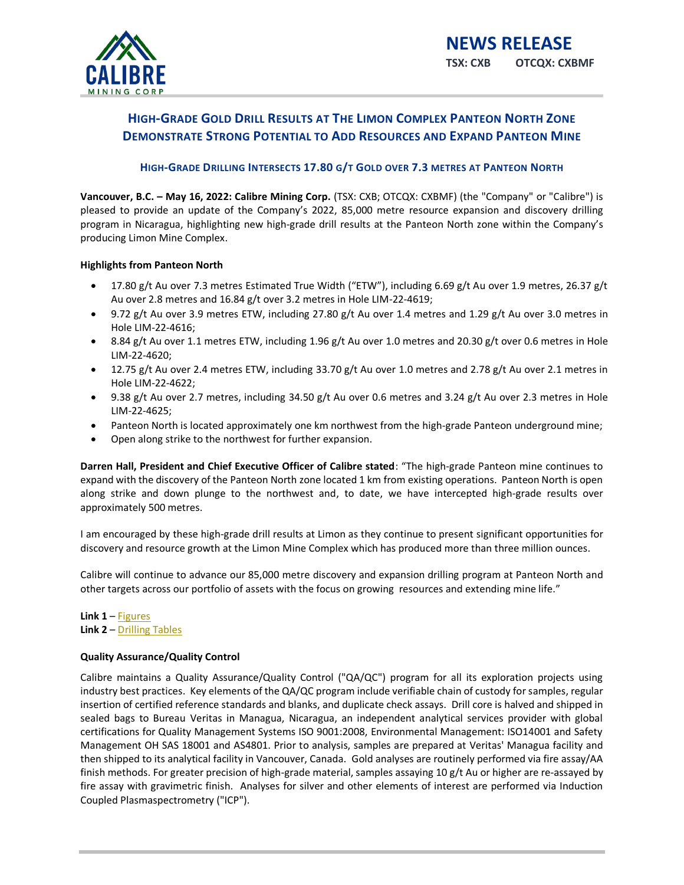**NEWS RELEASE**

**TSX: CXB OTCQX: CXBMF**

# HIGH-GRADE GOLD DRILL RESULTS AT THE LIMON COMPLEX PANTEON NORTH ZONE DEMONSTRATE STRONG POTENTIAL TO ADD RESOURCES AND EXPAND PANTEON MINE

## HIGH-GRADE DRILLING INTERSECTS 17.80 G/T GOLD OVER 7.3 METRES AT PANTEON NORTH

**Vancouver, B.C. – May 16, 2022: Calibre Mining Corp.** (TSX: CXB; OTCQX: CXBMF) (the "Company" or "Calibre") is pleased to provide an update of the Company's 2022, 85,000 metre resource expansion and discovery drilling program in Nicaragua, highlighting new high-grade drill results at the Panteon North zone within the Company's producing Limon Mine Complex.

**Highlights from Panteon North**

- 17.80 g/t Au over 7.3 metres Estimated True Width ("ETW"), including 6.69 g/t Au over 1.9 metres, 26.37 g/t Au over 2.8 metres and 16.84 g/t over 3.2 metres in Hole LIM-22-4619;
- 9.72 g/t Au over 3.9 metres ETW, including 27.80 g/t Au over 1.4 metres and 1.29 g/t Au over 3.0 metres in Hole LIM-22-4616;
- 8.84 g/t Au over 1.1 metres ETW, including 1.96 g/t Au over 1.0 metres and 20.30 g/t over 0.6 metres in Hole LIM-22-4620;
- 12.75 g/t Au over 2.4 metres ETW, including 33.70 g/t Au over 1.0 metres and 2.78 g/t Au over 2.1 metres in Hole LIM-22-4622;
- 9.38 g/t Au over 2.7 metres, including 34.50 g/t Au over 0.6 metres and 3.24 g/t Au over 2.3 metres in Hole LIM-22-4625;
- Panteon North is located approximately one km northwest from the high-grade Panteon underground mine;
- Open along strike to the northwest for further expansion.

**Darren Hall, President and Chief Executive Officer of Calibre stated**: "The high-grade Panteon mine continues to expand with the discovery of the Panteon North zone located 1 km from existing operations. Panteon North is open along strike and down plunge to the northwest and, to date, we have intercepted high-grade results over approximately 500 metres.

I am encouraged by these high-grade drill results at Limon as they continue to present significant opportunities for discovery and resource growth at the Limon Mine Complex which has produced more than three million ounces.

Calibre will continue to advance our 85,000 metre discovery and expansion drilling program at Panteon North and other targets across our portfolio of assets with the focus on growing resources and extending mine life."

**Link 1** – Figures
**Link 2** – Drilling Tables

**Quality Assurance/Quality Control**

Calibre maintains a Quality Assurance/Quality Control ("QA/QC") program for all its exploration projects using industry best practices. Key elements of the QA/QC program include verifiable chain of custody for samples, regular insertion of certified reference standards and blanks, and duplicate check assays. Drill core is halved and shipped in sealed bags to Bureau Veritas in Managua, Nicaragua, an independent analytical services provider with global certifications for Quality Management Systems ISO 9001:2008, Environmental Management: ISO14001 and Safety Management OH SAS 18001 and AS4801. Prior to analysis, samples are prepared at Veritas' Managua facility and then shipped to its analytical facility in Vancouver, Canada. Gold analyses are routinely performed via fire assay/AA finish methods. For greater precision of high-grade material, samples assaying 10 g/t Au or higher are re-assayed by fire assay with gravimetric finish. Analyses for silver and other elements of interest are performed via Induction Coupled Plasmaspectrometry ("ICP").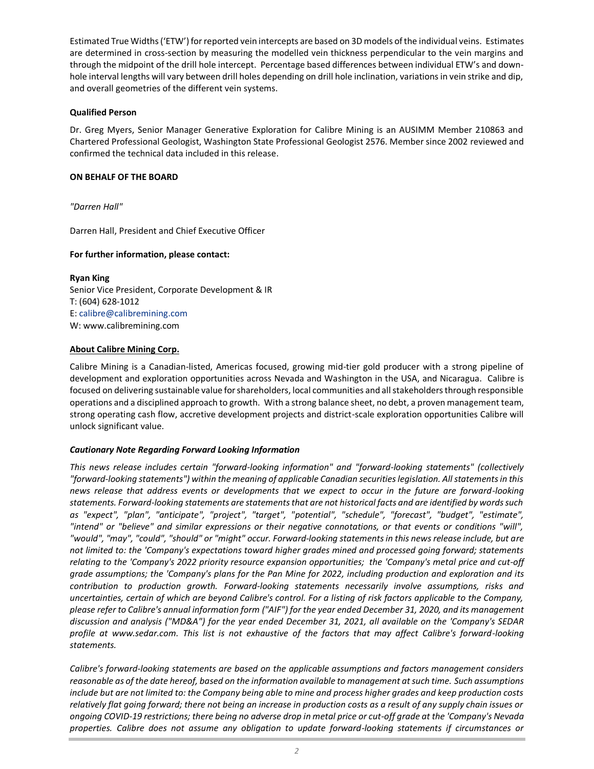Estimated True Widths ('ETW') for reported vein intercepts are based on 3D models of the individual veins. Estimates are determined in cross-section by measuring the modelled vein thickness perpendicular to the vein margins and through the midpoint of the drill hole intercept. Percentage based differences between individual ETW's and down-hole interval lengths will vary between drill holes depending on drill hole inclination, variations in vein strike and dip, and overall geometries of the different vein systems.

**Qualified Person**

Dr. Greg Myers, Senior Manager Generative Exploration for Calibre Mining is an AUSIMM Member 210863 and Chartered Professional Geologist, Washington State Professional Geologist 2576. Member since 2002 reviewed and confirmed the technical data included in this release.

**ON BEHALF OF THE BOARD**

*"Darren Hall"*

Darren Hall, President and Chief Executive Officer

**For further information, please contact:**

**Ryan King**
Senior Vice President, Corporate Development & IR
T: (604) 628-1012
E: calibre@calibremining.com
W: www.calibremining.com

**About Calibre Mining Corp.**

Calibre Mining is a Canadian-listed, Americas focused, growing mid-tier gold producer with a strong pipeline of development and exploration opportunities across Nevada and Washington in the USA, and Nicaragua. Calibre is focused on delivering sustainable value for shareholders, local communities and all stakeholders through responsible operations and a disciplined approach to growth. With a strong balance sheet, no debt, a proven management team, strong operating cash flow, accretive development projects and district-scale exploration opportunities Calibre will unlock significant value.

***Cautionary Note Regarding Forward Looking Information***

*This news release includes certain "forward-looking information" and "forward-looking statements" (collectively "forward-looking statements") within the meaning of applicable Canadian securities legislation. All statements in this news release that address events or developments that we expect to occur in the future are forward-looking statements. Forward-looking statements are statements that are not historical facts and are identified by words such as "expect", "plan", "anticipate", "project", "target", "potential", "schedule", "forecast", "budget", "estimate", "intend" or "believe" and similar expressions or their negative connotations, or that events or conditions "will", "would", "may", "could", "should" or "might" occur. Forward-looking statements in this news release include, but are not limited to: the 'Company's expectations toward higher grades mined and processed going forward; statements relating to the 'Company's 2022 priority resource expansion opportunities; the 'Company's metal price and cut-off grade assumptions; the 'Company's plans for the Pan Mine for 2022, including production and exploration and its contribution to production growth. Forward-looking statements necessarily involve assumptions, risks and uncertainties, certain of which are beyond Calibre's control. For a listing of risk factors applicable to the Company, please refer to Calibre's annual information form ("AIF") for the year ended December 31, 2020, and its management discussion and analysis ("MD&A") for the year ended December 31, 2021, all available on the 'Company's SEDAR profile at www.sedar.com. This list is not exhaustive of the factors that may affect Calibre's forward-looking statements.*

*Calibre's forward-looking statements are based on the applicable assumptions and factors management considers reasonable as of the date hereof, based on the information available to management at such time. Such assumptions include but are not limited to: the Company being able to mine and process higher grades and keep production costs relatively flat going forward; there not being an increase in production costs as a result of any supply chain issues or ongoing COVID-19 restrictions; there being no adverse drop in metal price or cut-off grade at the 'Company's Nevada properties. Calibre does not assume any obligation to update forward-looking statements if circumstances or*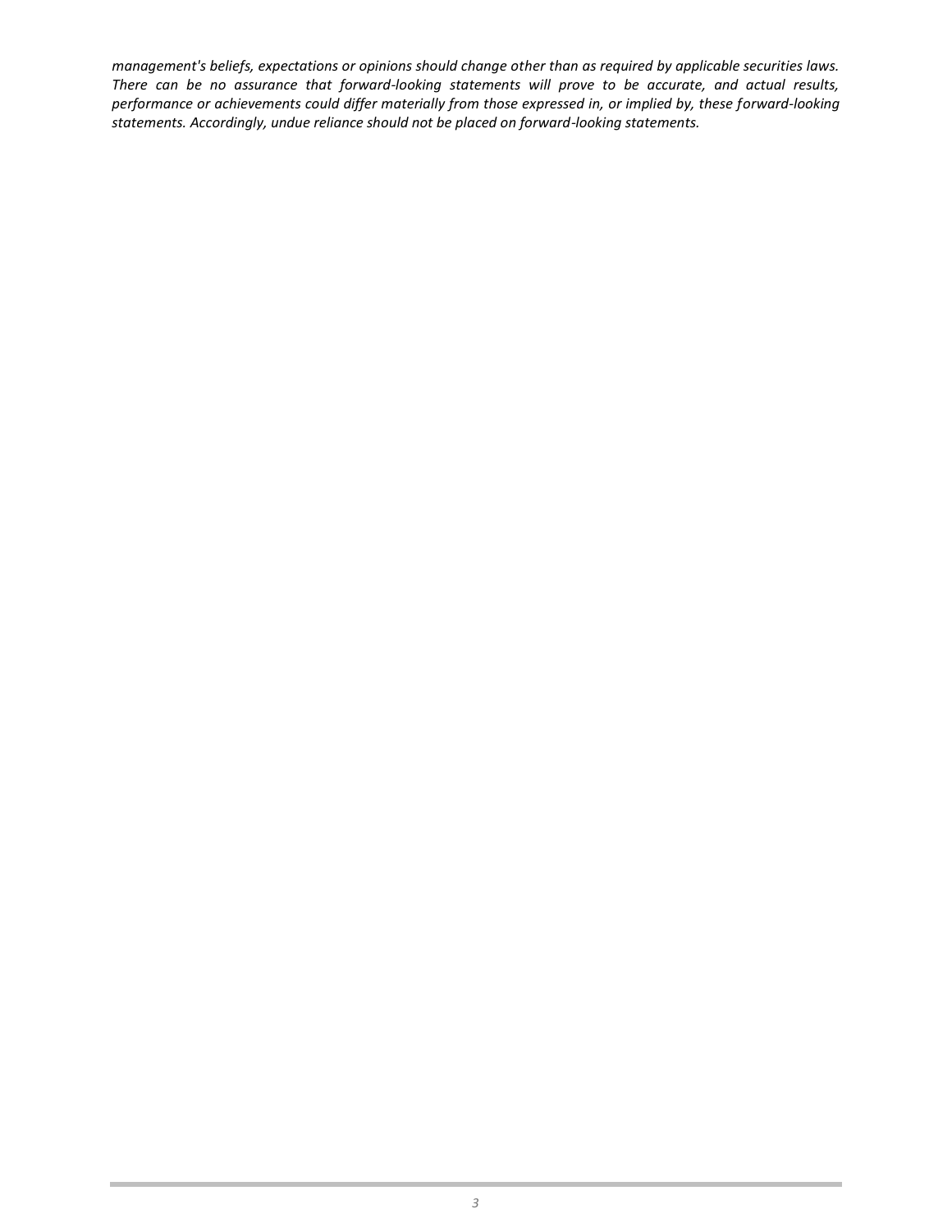*management's beliefs, expectations or opinions should change other than as required by applicable securities laws. There can be no assurance that forward-looking statements will prove to be accurate, and actual results, performance or achievements could differ materially from those expressed in, or implied by, these forward-looking statements. Accordingly, undue reliance should not be placed on forward-looking statements.*